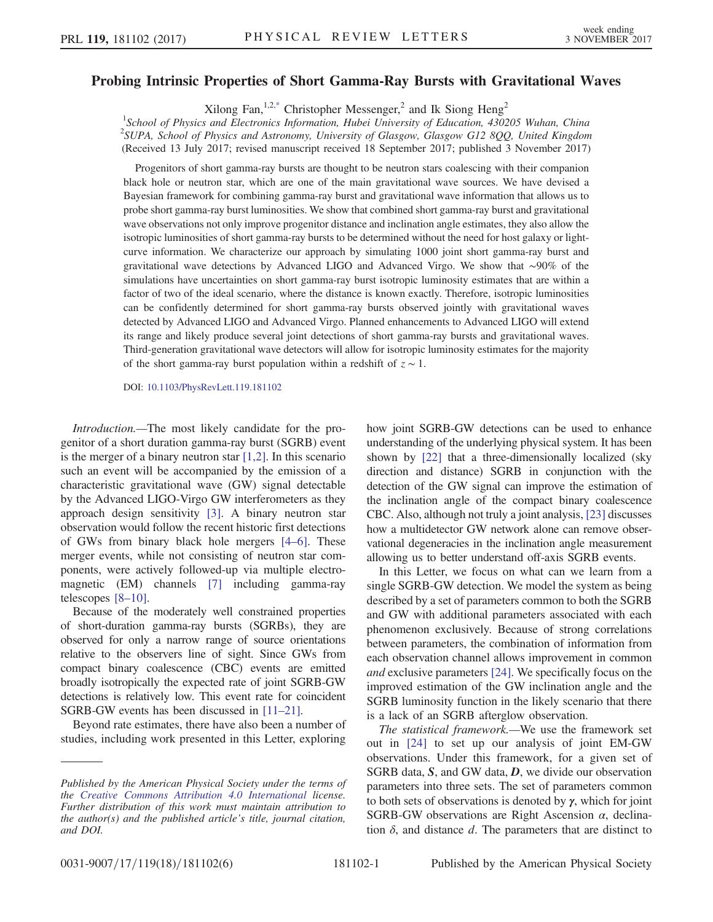# Probing Intrinsic Properties of Short Gamma-Ray Bursts with Gravitational Waves

Xilong Fan,[1,2,*] Christopher Messenger,[2] and Ik Siong Heng[2]

[1]*School of Physics and Electronics Information, Hubei University of Education, 430205 Wuhan, China*
[2]*SUPA, School of Physics and Astronomy, University of Glasgow, Glasgow G12 8QQ, United Kingdom*
(Received 13 July 2017; revised manuscript received 18 September 2017; published 3 November 2017)

Progenitors of short gamma-ray bursts are thought to be neutron stars coalescing with their companion black hole or neutron star, which are one of the main gravitational wave sources. We have devised a Bayesian framework for combining gamma-ray burst and gravitational wave information that allows us to probe short gamma-ray burst luminosities. We show that combined short gamma-ray burst and gravitational wave observations not only improve progenitor distance and inclination angle estimates, they also allow the isotropic luminosities of short gamma-ray bursts to be determined without the need for host galaxy or light-curve information. We characterize our approach by simulating 1000 joint short gamma-ray burst and gravitational wave detections by Advanced LIGO and Advanced Virgo. We show that ~90% of the simulations have uncertainties on short gamma-ray burst isotropic luminosity estimates that are within a factor of two of the ideal scenario, where the distance is known exactly. Therefore, isotropic luminosities can be confidently determined for short gamma-ray bursts observed jointly with gravitational waves detected by Advanced LIGO and Advanced Virgo. Planned enhancements to Advanced LIGO will extend its range and likely produce several joint detections of short gamma-ray bursts and gravitational waves. Third-generation gravitational wave detectors will allow for isotropic luminosity estimates for the majority of the short gamma-ray burst population within a redshift of $z \sim 1$.

DOI: 10.1103/PhysRevLett.119.181102

*Introduction.*—The most likely candidate for the progenitor of a short duration gamma-ray burst (SGRB) event is the merger of a binary neutron star [1,2]. In this scenario such an event will be accompanied by the emission of a characteristic gravitational wave (GW) signal detectable by the Advanced LIGO-Virgo GW interferometers as they approach design sensitivity [3]. A binary neutron star observation would follow the recent historic first detections of GWs from binary black hole mergers [4–6]. These merger events, while not consisting of neutron star components, were actively followed-up via multiple electromagnetic (EM) channels [7] including gamma-ray telescopes [8–10].

Because of the moderately well constrained properties of short-duration gamma-ray bursts (SGRBs), they are observed for only a narrow range of source orientations relative to the observers line of sight. Since GWs from compact binary coalescence (CBC) events are emitted broadly isotropically the expected rate of joint SGRB-GW detections is relatively low. This event rate for coincident SGRB-GW events has been discussed in [11–21].

Beyond rate estimates, there have also been a number of studies, including work presented in this Letter, exploring how joint SGRB-GW detections can be used to enhance understanding of the underlying physical system. It has been shown by [22] that a three-dimensionally localized (sky direction and distance) SGRB in conjunction with the detection of the GW signal can improve the estimation of the inclination angle of the compact binary coalescence CBC. Also, although not truly a joint analysis, [23] discusses how a multidetector GW network alone can remove observational degeneracies in the inclination angle measurement allowing us to better understand off-axis SGRB events.

In this Letter, we focus on what can we learn from a single SGRB-GW detection. We model the system as being described by a set of parameters common to both the SGRB and GW with additional parameters associated with each phenomenon exclusively. Because of strong correlations between parameters, the combination of information from each observation channel allows improvement in common *and* exclusive parameters [24]. We specifically focus on the improved estimation of the GW inclination angle and the SGRB luminosity function in the likely scenario that there is a lack of an SGRB afterglow observation.

*The statistical framework.*—We use the framework set out in [24] to set up our analysis of joint EM-GW observations. Under this framework, for a given set of SGRB data, $\boldsymbol{S}$, and GW data, $\boldsymbol{D}$, we divide our observation parameters into three sets. The set of parameters common to both sets of observations is denoted by $\boldsymbol{\gamma}$, which for joint SGRB-GW observations are Right Ascension $\alpha$, declination $\delta$, and distance $d$. The parameters that are distinct to

---

*Published by the American Physical Society under the terms of the Creative Commons Attribution 4.0 International license. Further distribution of this work must maintain attribution to the author(s) and the published article's title, journal citation, and DOI.*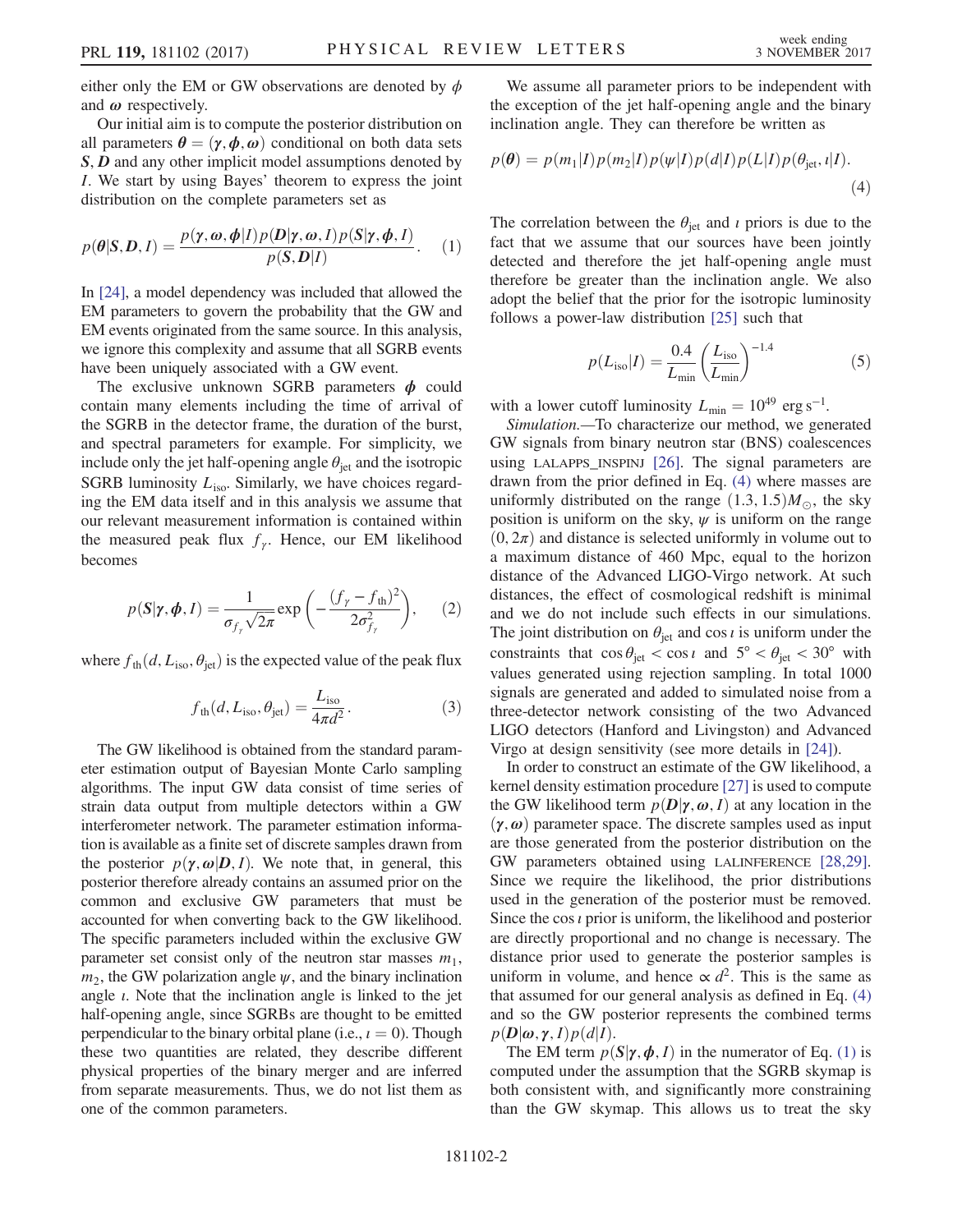either only the EM or GW observations are denoted by $\boldsymbol{\phi}$ and $\boldsymbol{\omega}$ respectively.

Our initial aim is to compute the posterior distribution on all parameters $\boldsymbol{\theta} = (\boldsymbol{\gamma}, \boldsymbol{\phi}, \boldsymbol{\omega})$ conditional on both data sets $\boldsymbol{S}, \boldsymbol{D}$ and any other implicit model assumptions denoted by $I$. We start by using Bayes' theorem to express the joint distribution on the complete parameters set as

$$p(\boldsymbol{\theta}|\boldsymbol{S}, \boldsymbol{D}, I) = \frac{p(\boldsymbol{\gamma}, \boldsymbol{\omega}, \boldsymbol{\phi}|I) p(\boldsymbol{D}|\boldsymbol{\gamma}, \boldsymbol{\omega}, I) p(\boldsymbol{S}|\boldsymbol{\gamma}, \boldsymbol{\phi}, I)}{p(\boldsymbol{S}, \boldsymbol{D}|I)}. \quad (1)$$

In [24], a model dependency was included that allowed the EM parameters to govern the probability that the GW and EM events originated from the same source. In this analysis, we ignore this complexity and assume that all SGRB events have been uniquely associated with a GW event.

The exclusive unknown SGRB parameters $\boldsymbol{\phi}$ could contain many elements including the time of arrival of the SGRB in the detector frame, the duration of the burst, and spectral parameters for example. For simplicity, we include only the jet half-opening angle $\theta_{\rm jet}$ and the isotropic SGRB luminosity $L_{\rm iso}$. Similarly, we have choices regarding the EM data itself and in this analysis we assume that our relevant measurement information is contained within the measured peak flux $f_\gamma$. Hence, our EM likelihood becomes

$$p(\boldsymbol{S}|\boldsymbol{\gamma}, \boldsymbol{\phi}, I) = \frac{1}{\sigma_{f_\gamma}\sqrt{2\pi}} \exp\left(-\frac{(f_\gamma - f_{\rm th})^2}{2\sigma_{f_\gamma}^2}\right), \quad (2)$$

where $f_{\rm th}(d, L_{\rm iso}, \theta_{\rm jet})$ is the expected value of the peak flux

$$f_{\rm th}(d, L_{\rm iso}, \theta_{\rm jet}) = \frac{L_{\rm iso}}{4\pi d^2}. \quad (3)$$

The GW likelihood is obtained from the standard parameter estimation output of Bayesian Monte Carlo sampling algorithms. The input GW data consist of time series of strain data output from multiple detectors within a GW interferometer network. The parameter estimation information is available as a finite set of discrete samples drawn from the posterior $p(\boldsymbol{\gamma}, \boldsymbol{\omega}|\boldsymbol{D}, I)$. We note that, in general, this posterior therefore already contains an assumed prior on the common and exclusive GW parameters that must be accounted for when converting back to the GW likelihood. The specific parameters included within the exclusive GW parameter set consist only of the neutron star masses $m_1$, $m_2$, the GW polarization angle $\psi$, and the binary inclination angle $\iota$. Note that the inclination angle is linked to the jet half-opening angle, since SGRBs are thought to be emitted perpendicular to the binary orbital plane (i.e., $\iota = 0$). Though these two quantities are related, they describe different physical properties of the binary merger and are inferred from separate measurements. Thus, we do not list them as one of the common parameters.

We assume all parameter priors to be independent with the exception of the jet half-opening angle and the binary inclination angle. They can therefore be written as

$$p(\boldsymbol{\theta}) = p(m_1|I) p(m_2|I) p(\psi|I) p(d|I) p(L|I) p(\theta_{\rm jet}, \iota|I). \quad (4)$$

The correlation between the $\theta_{\rm jet}$ and $\iota$ priors is due to the fact that we assume that our sources have been jointly detected and therefore the jet half-opening angle must therefore be greater than the inclination angle. We also adopt the belief that the prior for the isotropic luminosity follows a power-law distribution [25] such that

$$p(L_{\rm iso}|I) = \frac{0.4}{L_{\rm min}} \left(\frac{L_{\rm iso}}{L_{\rm min}}\right)^{-1.4} \quad (5)$$

with a lower cutoff luminosity $L_{\rm min} = 10^{49}$ erg s$^{-1}$.

*Simulation.*—To characterize our method, we generated GW signals from binary neutron star (BNS) coalescences using LALAPPS_INSPINJ [26]. The signal parameters are drawn from the prior defined in Eq. (4) where masses are uniformly distributed on the range $(1.3, 1.5) M_\odot$, the sky position is uniform on the sky, $\psi$ is uniform on the range $(0, 2\pi)$ and distance is selected uniformly in volume out to a maximum distance of 460 Mpc, equal to the horizon distance of the Advanced LIGO-Virgo network. At such distances, the effect of cosmological redshift is minimal and we do not include such effects in our simulations. The joint distribution on $\theta_{\rm jet}$ and $\cos\iota$ is uniform under the constraints that $\cos\theta_{\rm jet} < \cos\iota$ and $5° < \theta_{\rm jet} < 30°$ with values generated using rejection sampling. In total 1000 signals are generated and added to simulated noise from a three-detector network consisting of the two Advanced LIGO detectors (Hanford and Livingston) and Advanced Virgo at design sensitivity (see more details in [24]).

In order to construct an estimate of the GW likelihood, a kernel density estimation procedure [27] is used to compute the GW likelihood term $p(\boldsymbol{D}|\boldsymbol{\gamma}, \boldsymbol{\omega}, I)$ at any location in the $(\boldsymbol{\gamma}, \boldsymbol{\omega})$ parameter space. The discrete samples used as input are those generated from the posterior distribution on the GW parameters obtained using LALINFERENCE [28,29]. Since we require the likelihood, the prior distributions used in the generation of the posterior must be removed. Since the $\cos\iota$ prior is uniform, the likelihood and posterior are directly proportional and no change is necessary. The distance prior used to generate the posterior samples is uniform in volume, and hence $\propto d^2$. This is the same as that assumed for our general analysis as defined in Eq. (4) and so the GW posterior represents the combined terms $p(\boldsymbol{D}|\boldsymbol{\omega}, \boldsymbol{\gamma}, I) p(d|I)$.

The EM term $p(\boldsymbol{S}|\boldsymbol{\gamma}, \boldsymbol{\phi}, I)$ in the numerator of Eq. (1) is computed under the assumption that the SGRB skymap is both consistent with, and significantly more constraining than the GW skymap. This allows us to treat the sky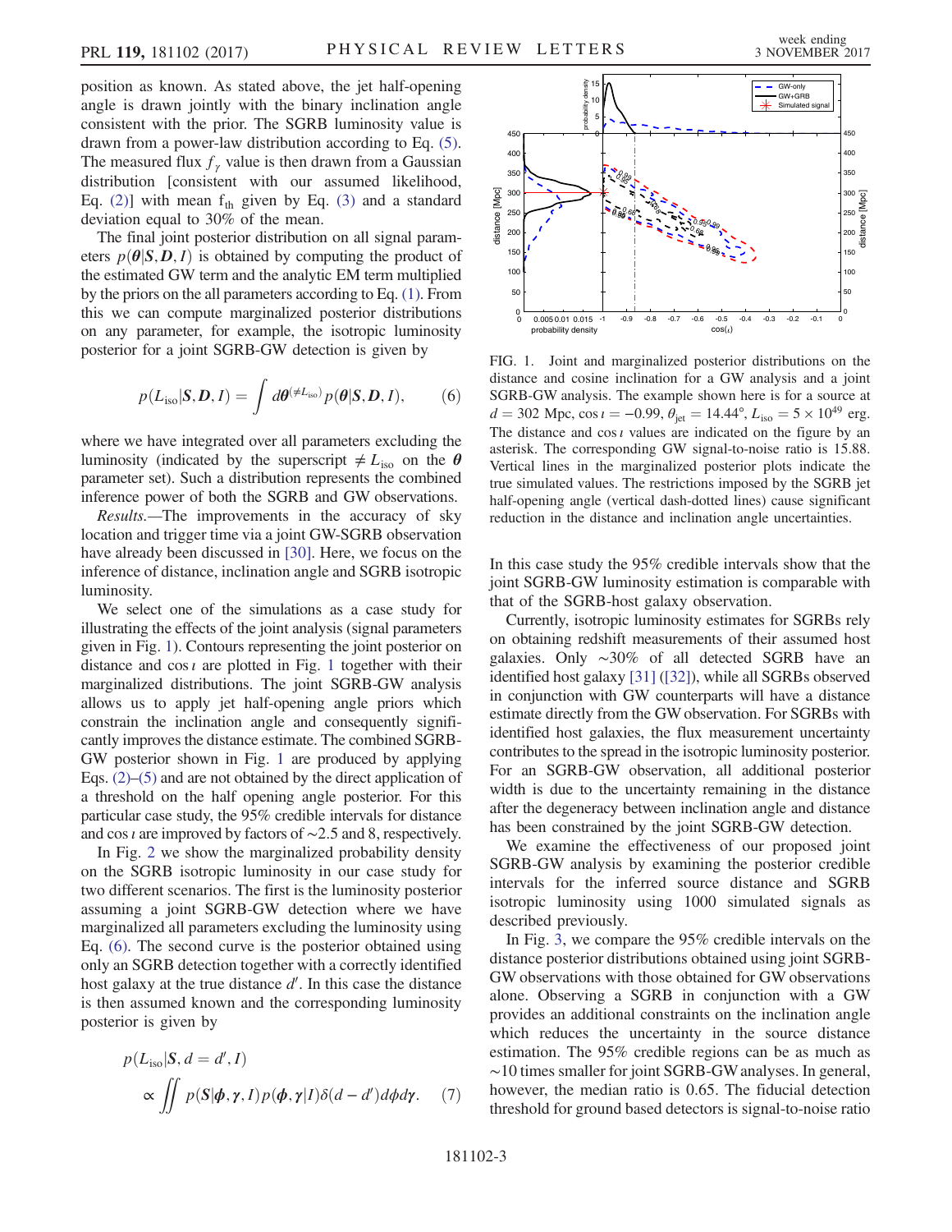position as known. As stated above, the jet half-opening angle is drawn jointly with the binary inclination angle consistent with the prior. The SGRB luminosity value is drawn from a power-law distribution according to Eq. (5). The measured flux $f_\gamma$ value is then drawn from a Gaussian distribution [consistent with our assumed likelihood, Eq. (2)] with mean $f_{\rm th}$ given by Eq. (3) and a standard deviation equal to 30% of the mean.

The final joint posterior distribution on all signal parameters $p(\boldsymbol{\theta}|\boldsymbol{S},\boldsymbol{D},I)$ is obtained by computing the product of the estimated GW term and the analytic EM term multiplied by the priors on the all parameters according to Eq. (1). From this we can compute marginalized posterior distributions on any parameter, for example, the isotropic luminosity posterior for a joint SGRB-GW detection is given by

$$p(L_{\rm iso}|\boldsymbol{S},\boldsymbol{D},I) = \int d\boldsymbol{\theta}^{(\neq L_{\rm iso})} p(\boldsymbol{\theta}|\boldsymbol{S},\boldsymbol{D},I), \qquad (6)$$

where we have integrated over all parameters excluding the luminosity (indicated by the superscript $\neq L_{\rm iso}$ on the $\boldsymbol{\theta}$ parameter set). Such a distribution represents the combined inference power of both the SGRB and GW observations.

*Results.*—The improvements in the accuracy of sky location and trigger time via a joint GW-SGRB observation have already been discussed in [30]. Here, we focus on the inference of distance, inclination angle and SGRB isotropic luminosity.

We select one of the simulations as a case study for illustrating the effects of the joint analysis (signal parameters given in Fig. 1). Contours representing the joint posterior on distance and $\cos\iota$ are plotted in Fig. 1 together with their marginalized distributions. The joint SGRB-GW analysis allows us to apply jet half-opening angle priors which constrain the inclination angle and consequently significantly improves the distance estimate. The combined SGRB-GW posterior shown in Fig. 1 are produced by applying Eqs. (2)–(5) and are not obtained by the direct application of a threshold on the half opening angle posterior. For this particular case study, the 95% credible intervals for distance and $\cos\iota$ are improved by factors of ~2.5 and 8, respectively.

In Fig. 2 we show the marginalized probability density on the SGRB isotropic luminosity in our case study for two different scenarios. The first is the luminosity posterior assuming a joint SGRB-GW detection where we have marginalized all parameters excluding the luminosity using Eq. (6). The second curve is the posterior obtained using only an SGRB detection together with a correctly identified host galaxy at the true distance $d'$. In this case the distance is then assumed known and the corresponding luminosity posterior is given by

$$p(L_{\rm iso}|\boldsymbol{S}, d = d', I) \propto \iint p(\boldsymbol{S}|\boldsymbol{\phi},\boldsymbol{\gamma},I)p(\boldsymbol{\phi},\boldsymbol{\gamma}|I)\delta(d-d')d\phi d\gamma. \qquad (7)$$

GW-only
GW+GRB
Simulated signal
probability density
distance [Mpc]
probability density
cos(ι)
distance [Mpc]

FIG. 1. Joint and marginalized posterior distributions on the distance and cosine inclination for a GW analysis and a joint SGRB-GW analysis. The example shown here is for a source at $d = 302$ Mpc, $\cos\iota = -0.99$, $\theta_{\rm jet} = 14.44°$, $L_{\rm iso} = 5 \times 10^{49}$ erg. The distance and $\cos\iota$ values are indicated on the figure by an asterisk. The corresponding GW signal-to-noise ratio is 15.88. Vertical lines in the marginalized posterior plots indicate the true simulated values. The restrictions imposed by the SGRB jet half-opening angle (vertical dash-dotted lines) cause significant reduction in the distance and inclination angle uncertainties.

In this case study the 95% credible intervals show that the joint SGRB-GW luminosity estimation is comparable with that of the SGRB-host galaxy observation.

Currently, isotropic luminosity estimates for SGRBs rely on obtaining redshift measurements of their assumed host galaxies. Only ~30% of all detected SGRB have an identified host galaxy [31] ([32]), while all SGRBs observed in conjunction with GW counterparts will have a distance estimate directly from the GW observation. For SGRBs with identified host galaxies, the flux measurement uncertainty contributes to the spread in the isotropic luminosity posterior. For an SGRB-GW observation, all additional posterior width is due to the uncertainty remaining in the distance after the degeneracy between inclination angle and distance has been constrained by the joint SGRB-GW detection.

We examine the effectiveness of our proposed joint SGRB-GW analysis by examining the posterior credible intervals for the inferred source distance and SGRB isotropic luminosity using 1000 simulated signals as described previously.

In Fig. 3, we compare the 95% credible intervals on the distance posterior distributions obtained using joint SGRB-GW observations with those obtained for GW observations alone. Observing a SGRB in conjunction with a GW provides an additional constraints on the inclination angle which reduces the uncertainty in the source distance estimation. The 95% credible regions can be as much as ~10 times smaller for joint SGRB-GW analyses. In general, however, the median ratio is 0.65. The fiducial detection threshold for ground based detectors is signal-to-noise ratio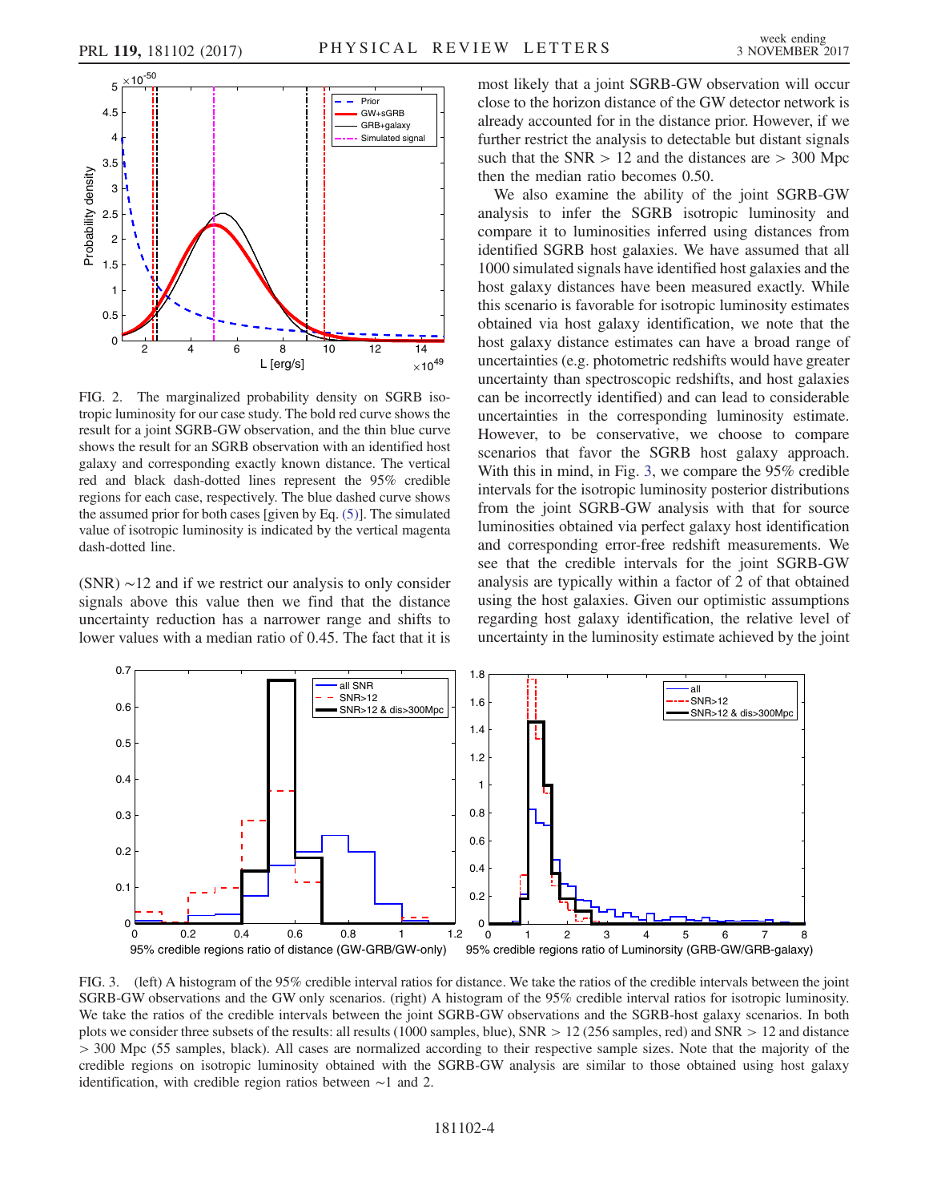$\times 10^{-50}$

Probability density

L [erg/s] $\times 10^{49}$

Prior
GW+sGRB
GRB+galaxy
Simulated signal

FIG. 2. The marginalized probability density on SGRB isotropic luminosity for our case study. The bold red curve shows the result for a joint SGRB-GW observation, and the thin blue curve shows the result for an SGRB observation with an identified host galaxy and corresponding exactly known distance. The vertical red and black dash-dotted lines represent the 95% credible regions for each case, respectively. The blue dashed curve shows the assumed prior for both cases [given by Eq. (5)]. The simulated value of isotropic luminosity is indicated by the vertical magenta dash-dotted line.

(SNR) ~12 and if we restrict our analysis to only consider signals above this value then we find that the distance uncertainty reduction has a narrower range and shifts to lower values with a median ratio of 0.45. The fact that it is most likely that a joint SGRB-GW observation will occur close to the horizon distance of the GW detector network is already accounted for in the distance prior. However, if we further restrict the analysis to detectable but distant signals such that the SNR > 12 and the distances are > 300 Mpc then the median ratio becomes 0.50.

We also examine the ability of the joint SGRB-GW analysis to infer the SGRB isotropic luminosity and compare it to luminosities inferred using distances from identified SGRB host galaxies. We have assumed that all 1000 simulated signals have identified host galaxies and the host galaxy distances have been measured exactly. While this scenario is favorable for isotropic luminosity estimates obtained via host galaxy identification, we note that the host galaxy distance estimates can have a broad range of uncertainties (e.g. photometric redshifts would have greater uncertainty than spectroscopic redshifts, and host galaxies can be incorrectly identified) and can lead to considerable uncertainties in the corresponding luminosity estimate. However, to be conservative, we choose to compare scenarios that favor the SGRB host galaxy approach. With this in mind, in Fig. 3, we compare the 95% credible intervals for the isotropic luminosity posterior distributions from the joint SGRB-GW analysis with that for source luminosities obtained via perfect galaxy host identification and corresponding error-free redshift measurements. We see that the credible intervals for the joint SGRB-GW analysis are typically within a factor of 2 of that obtained using the host galaxies. Given our optimistic assumptions regarding host galaxy identification, the relative level of uncertainty in the luminosity estimate achieved by the joint

all SNR
SNR>12
SNR>12 & dis>300Mpc

95% credible regions ratio of distance (GW-GRB/GW-only)

all
SNR>12
SNR>12 & dis>300Mpc

95% credible regions ratio of Luminorsity (GRB-GW/GRB-galaxy)

FIG. 3. (left) A histogram of the 95% credible interval ratios for distance. We take the ratios of the credible intervals between the joint SGRB-GW observations and the GW only scenarios. (right) A histogram of the 95% credible interval ratios for isotropic luminosity. We take the ratios of the credible intervals between the joint SGRB-GW observations and the SGRB-host galaxy scenarios. In both plots we consider three subsets of the results: all results (1000 samples, blue), SNR > 12 (256 samples, red) and SNR > 12 and distance > 300 Mpc (55 samples, black). All cases are normalized according to their respective sample sizes. Note that the majority of the credible regions on isotropic luminosity obtained with the SGRB-GW analysis are similar to those obtained using host galaxy identification, with credible region ratios between ~1 and 2.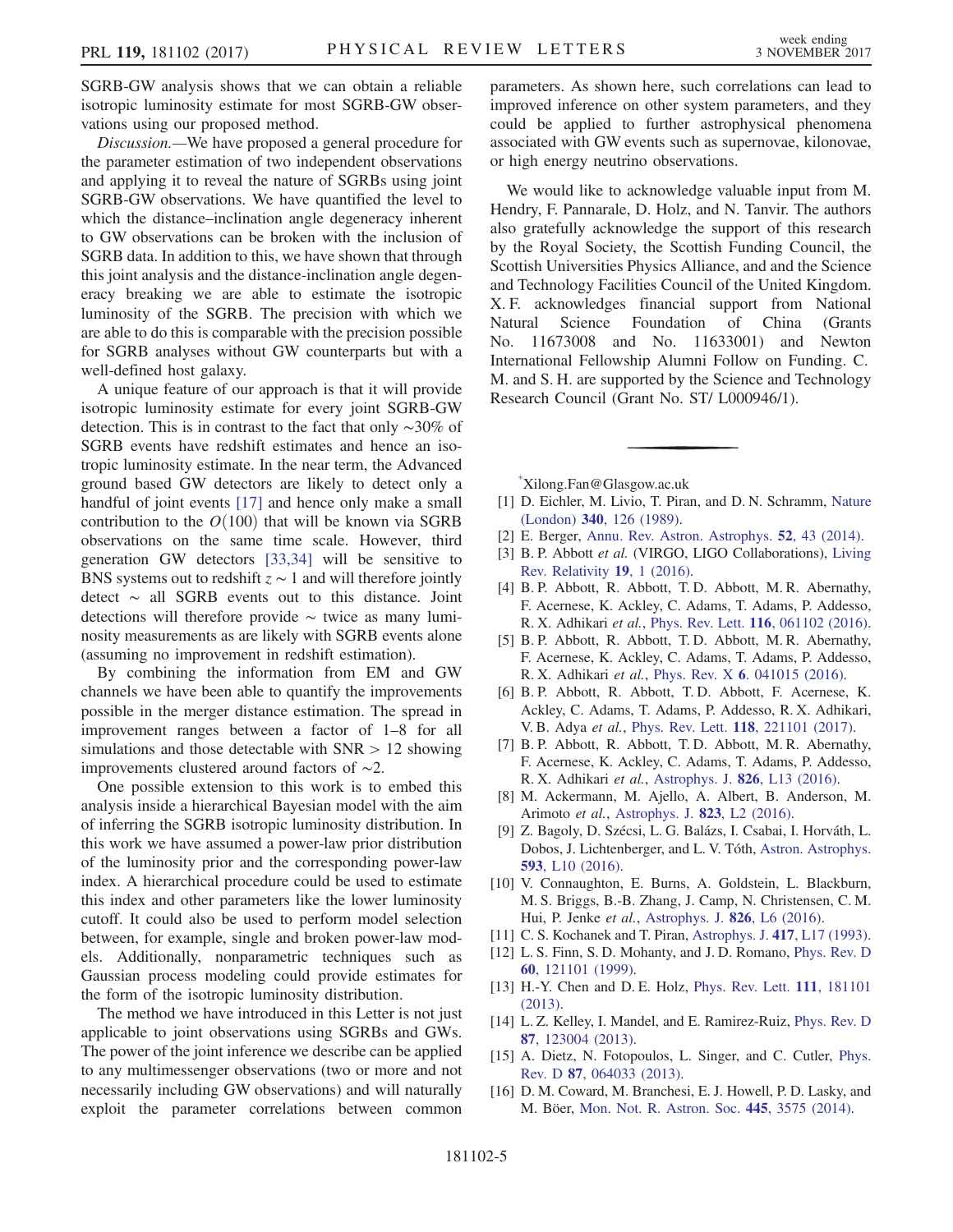SGRB-GW analysis shows that we can obtain a reliable isotropic luminosity estimate for most SGRB-GW observations using our proposed method.

*Discussion.*—We have proposed a general procedure for the parameter estimation of two independent observations and applying it to reveal the nature of SGRBs using joint SGRB-GW observations. We have quantified the level to which the distance–inclination angle degeneracy inherent to GW observations can be broken with the inclusion of SGRB data. In addition to this, we have shown that through this joint analysis and the distance-inclination angle degeneracy breaking we are able to estimate the isotropic luminosity of the SGRB. The precision with which we are able to do this is comparable with the precision possible for SGRB analyses without GW counterparts but with a well-defined host galaxy.

A unique feature of our approach is that it will provide isotropic luminosity estimate for every joint SGRB-GW detection. This is in contrast to the fact that only $\sim$30% of SGRB events have redshift estimates and hence an isotropic luminosity estimate. In the near term, the Advanced ground based GW detectors are likely to detect only a handful of joint events [17] and hence only make a small contribution to the $O(100)$ that will be known via SGRB observations on the same time scale. However, third generation GW detectors [33,34] will be sensitive to BNS systems out to redshift $z \sim 1$ and will therefore jointly detect $\sim$ all SGRB events out to this distance. Joint detections will therefore provide $\sim$ twice as many luminosity measurements as are likely with SGRB events alone (assuming no improvement in redshift estimation).

By combining the information from EM and GW channels we have been able to quantify the improvements possible in the merger distance estimation. The spread in improvement ranges between a factor of 1–8 for all simulations and those detectable with SNR $> 12$ showing improvements clustered around factors of $\sim$2.

One possible extension to this work is to embed this analysis inside a hierarchical Bayesian model with the aim of inferring the SGRB isotropic luminosity distribution. In this work we have assumed a power-law prior distribution of the luminosity prior and the corresponding power-law index. A hierarchical procedure could be used to estimate this index and other parameters like the lower luminosity cutoff. It could also be used to perform model selection between, for example, single and broken power-law models. Additionally, nonparametric techniques such as Gaussian process modeling could provide estimates for the form of the isotropic luminosity distribution.

The method we have introduced in this Letter is not just applicable to joint observations using SGRBs and GWs. The power of the joint inference we describe can be applied to any multimessenger observations (two or more and not necessarily including GW observations) and will naturally exploit the parameter correlations between common parameters. As shown here, such correlations can lead to improved inference on other system parameters, and they could be applied to further astrophysical phenomena associated with GW events such as supernovae, kilonovae, or high energy neutrino observations.

We would like to acknowledge valuable input from M. Hendry, F. Pannarale, D. Holz, and N. Tanvir. The authors also gratefully acknowledge the support of this research by the Royal Society, the Scottish Funding Council, the Scottish Universities Physics Alliance, and and the Science and Technology Facilities Council of the United Kingdom. X. F. acknowledges financial support from National Natural Science Foundation of China (Grants No. 11673008 and No. 11633001) and Newton International Fellowship Alumni Follow on Funding. C. M. and S. H. are supported by the Science and Technology Research Council (Grant No. ST/ L000946/1).

---

[*] Xilong.Fan@Glasgow.ac.uk

[1] D. Eichler, M. Livio, T. Piran, and D. N. Schramm, Nature (London) **340**, 126 (1989).

[2] E. Berger, Annu. Rev. Astron. Astrophys. **52**, 43 (2014).

[3] B. P. Abbott *et al.* (VIRGO, LIGO Collaborations), Living Rev. Relativity **19**, 1 (2016).

[4] B. P. Abbott, R. Abbott, T. D. Abbott, M. R. Abernathy, F. Acernese, K. Ackley, C. Adams, T. Adams, P. Addesso, R. X. Adhikari *et al.*, Phys. Rev. Lett. **116**, 061102 (2016).

[5] B. P. Abbott, R. Abbott, T. D. Abbott, M. R. Abernathy, F. Acernese, K. Ackley, C. Adams, T. Adams, P. Addesso, R. X. Adhikari *et al.*, Phys. Rev. X **6**, 041015 (2016).

[6] B. P. Abbott, R. Abbott, T. D. Abbott, F. Acernese, K. Ackley, C. Adams, T. Adams, P. Addesso, R. X. Adhikari, V. B. Adya *et al.*, Phys. Rev. Lett. **118**, 221101 (2017).

[7] B. P. Abbott, R. Abbott, T. D. Abbott, M. R. Abernathy, F. Acernese, K. Ackley, C. Adams, T. Adams, P. Addesso, R. X. Adhikari *et al.*, Astrophys. J. **826**, L13 (2016).

[8] M. Ackermann, M. Ajello, A. Albert, B. Anderson, M. Arimoto *et al.*, Astrophys. J. **823**, L2 (2016).

[9] Z. Bagoly, D. Szécsi, L. G. Balázs, I. Csabai, I. Horváth, L. Dobos, J. Lichtenberger, and L. V. Tóth, Astron. Astrophys. **593**, L10 (2016).

[10] V. Connaughton, E. Burns, A. Goldstein, L. Blackburn, M. S. Briggs, B.-B. Zhang, J. Camp, N. Christensen, C. M. Hui, P. Jenke *et al.*, Astrophys. J. **826**, L6 (2016).

[11] C. S. Kochanek and T. Piran, Astrophys. J. **417**, L17 (1993).

[12] L. S. Finn, S. D. Mohanty, and J. D. Romano, Phys. Rev. D **60**, 121101 (1999).

[13] H.-Y. Chen and D. E. Holz, Phys. Rev. Lett. **111**, 181101 (2013).

[14] L. Z. Kelley, I. Mandel, and E. Ramirez-Ruiz, Phys. Rev. D **87**, 123004 (2013).

[15] A. Dietz, N. Fotopoulos, L. Singer, and C. Cutler, Phys. Rev. D **87**, 064033 (2013).

[16] D. M. Coward, M. Branchesi, E. J. Howell, P. D. Lasky, and M. Böer, Mon. Not. R. Astron. Soc. **445**, 3575 (2014).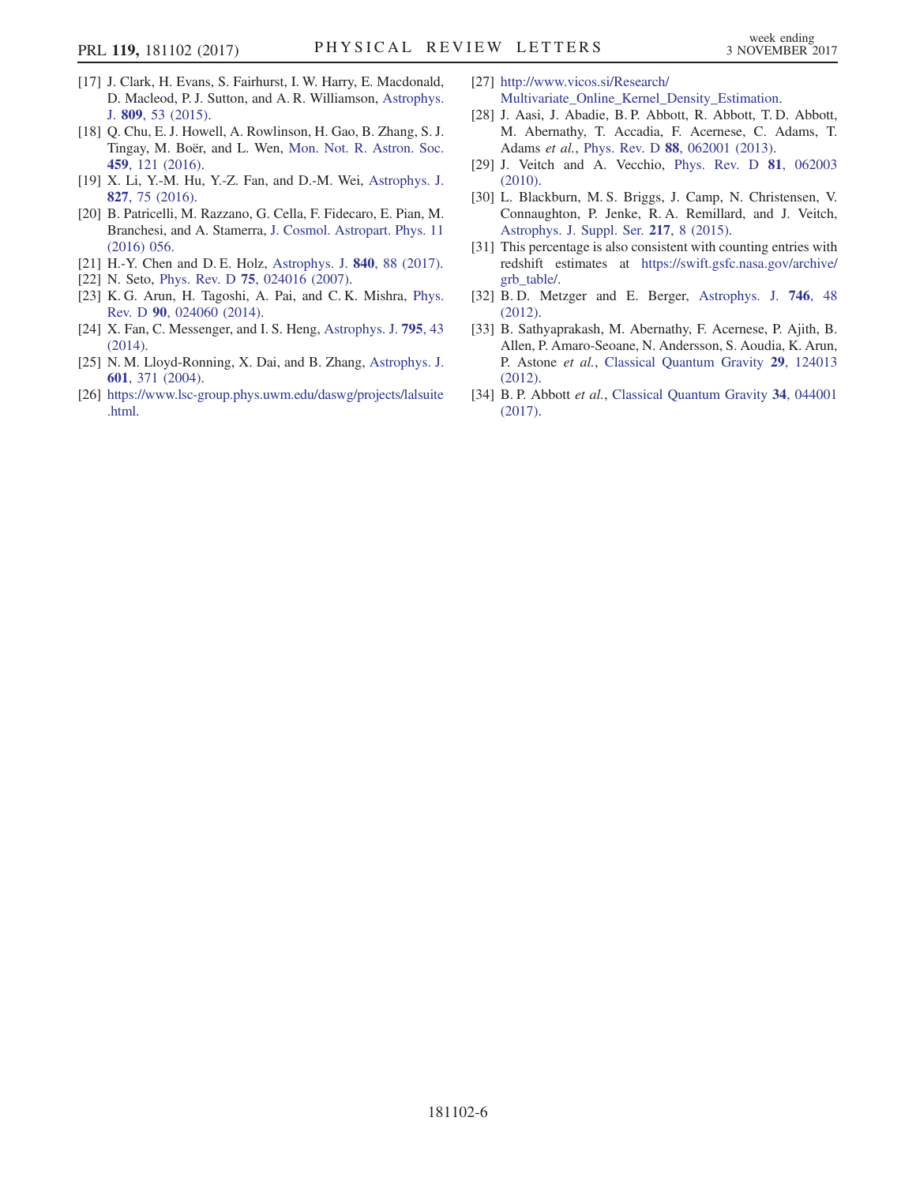[17] J. Clark, H. Evans, S. Fairhurst, I. W. Harry, E. Macdonald, D. Macleod, P. J. Sutton, and A. R. Williamson, Astrophys. J. **809**, 53 (2015).

[18] Q. Chu, E. J. Howell, A. Rowlinson, H. Gao, B. Zhang, S. J. Tingay, M. Boër, and L. Wen, Mon. Not. R. Astron. Soc. **459**, 121 (2016).

[19] X. Li, Y.-M. Hu, Y.-Z. Fan, and D.-M. Wei, Astrophys. J. **827**, 75 (2016).

[20] B. Patricelli, M. Razzano, G. Cella, F. Fidecaro, E. Pian, M. Branchesi, and A. Stamerra, J. Cosmol. Astropart. Phys. 11 (2016) 056.

[21] H.-Y. Chen and D. E. Holz, Astrophys. J. **840**, 88 (2017).

[22] N. Seto, Phys. Rev. D **75**, 024016 (2007).

[23] K. G. Arun, H. Tagoshi, A. Pai, and C. K. Mishra, Phys. Rev. D **90**, 024060 (2014).

[24] X. Fan, C. Messenger, and I. S. Heng, Astrophys. J. **795**, 43 (2014).

[25] N. M. Lloyd-Ronning, X. Dai, and B. Zhang, Astrophys. J. **601**, 371 (2004).

[26] https://www.lsc-group.phys.uwm.edu/daswg/projects/lalsuite.html.

[27] http://www.vicos.si/Research/Multivariate_Online_Kernel_Density_Estimation.

[28] J. Aasi, J. Abadie, B. P. Abbott, R. Abbott, T. D. Abbott, M. Abernathy, T. Accadia, F. Acernese, C. Adams, T. Adams *et al.*, Phys. Rev. D **88**, 062001 (2013).

[29] J. Veitch and A. Vecchio, Phys. Rev. D **81**, 062003 (2010).

[30] L. Blackburn, M. S. Briggs, J. Camp, N. Christensen, V. Connaughton, P. Jenke, R. A. Remillard, and J. Veitch, Astrophys. J. Suppl. Ser. **217**, 8 (2015).

[31] This percentage is also consistent with counting entries with redshift estimates at https://swift.gsfc.nasa.gov/archive/grb_table/.

[32] B. D. Metzger and E. Berger, Astrophys. J. **746**, 48 (2012).

[33] B. Sathyaprakash, M. Abernathy, F. Acernese, P. Ajith, B. Allen, P. Amaro-Seoane, N. Andersson, S. Aoudia, K. Arun, P. Astone *et al.*, Classical Quantum Gravity **29**, 124013 (2012).

[34] B. P. Abbott *et al.*, Classical Quantum Gravity **34**, 044001 (2017).